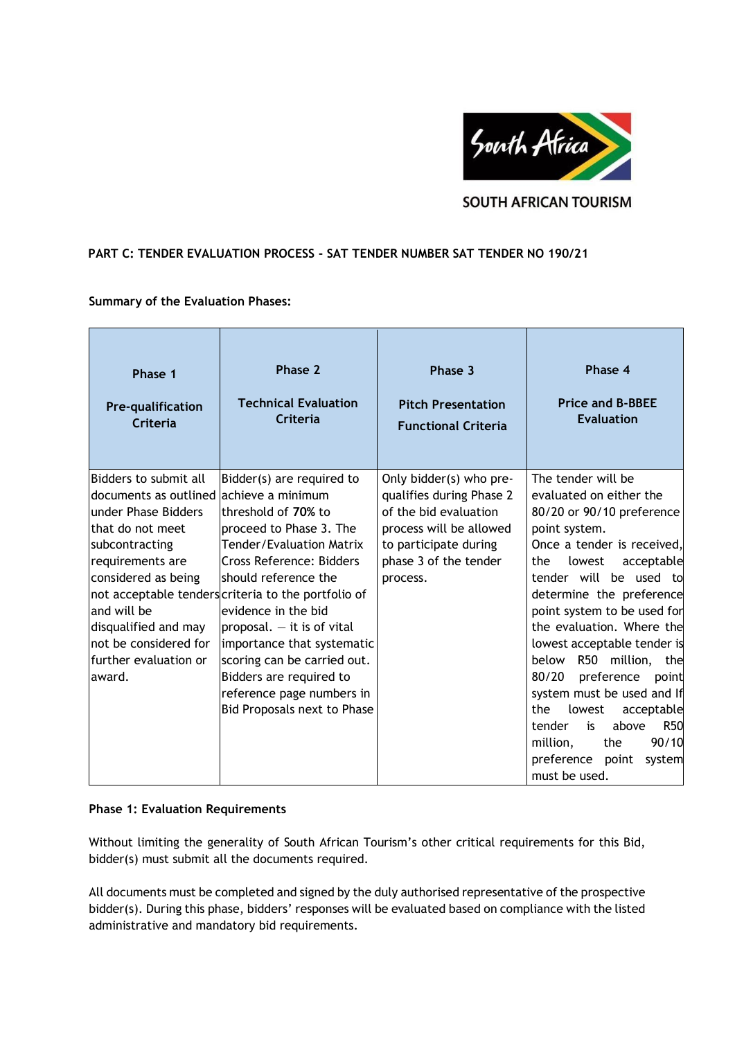SOUTH AFRICAN TOURISM

**PART C: TENDER EVALUATION PROCESS - SAT TENDER NUMBER SAT TENDER NO 190/21**

**Summary of the Evaluation Phases:**

| Phase 1<br><br>Pre-qualification Criteria | Phase 2<br><br>Technical Evaluation Criteria | Phase 3<br><br>Pitch Presentation<br><br>Functional Criteria | Phase 4<br><br>Price and B-BBEE Evaluation |
|---|---|---|---|
| Bidders to submit all documents as outlined under Phase Bidders that do not meet subcontracting requirements are considered as being not acceptable tenders and will be disqualified and may not be considered for further evaluation or award. | Bidder(s) are required to achieve a minimum threshold of **70%** to proceed to Phase 3. The Tender/Evaluation Matrix Cross Reference: Bidders should reference the criteria to the portfolio of evidence in the bid proposal. – it is of vital importance that systematic scoring can be carried out. Bidders are required to reference page numbers in Bid Proposals next to Phase | Only bidder(s) who pre-qualifies during Phase 2 of the bid evaluation process will be allowed to participate during phase 3 of the tender process. | The tender will be evaluated on either the 80/20 or 90/10 preference point system.<br>Once a tender is received, the lowest acceptable tender will be used to determine the preference point system to be used for the evaluation. Where the lowest acceptable tender is below R50 million, the 80/20 preference point system must be used and If the lowest acceptable tender is above R50 million, the 90/10 preference point system must be used. |

**Phase 1: Evaluation Requirements**

Without limiting the generality of South African Tourism's other critical requirements for this Bid, bidder(s) must submit all the documents required.

All documents must be completed and signed by the duly authorised representative of the prospective bidder(s). During this phase, bidders' responses will be evaluated based on compliance with the listed administrative and mandatory bid requirements.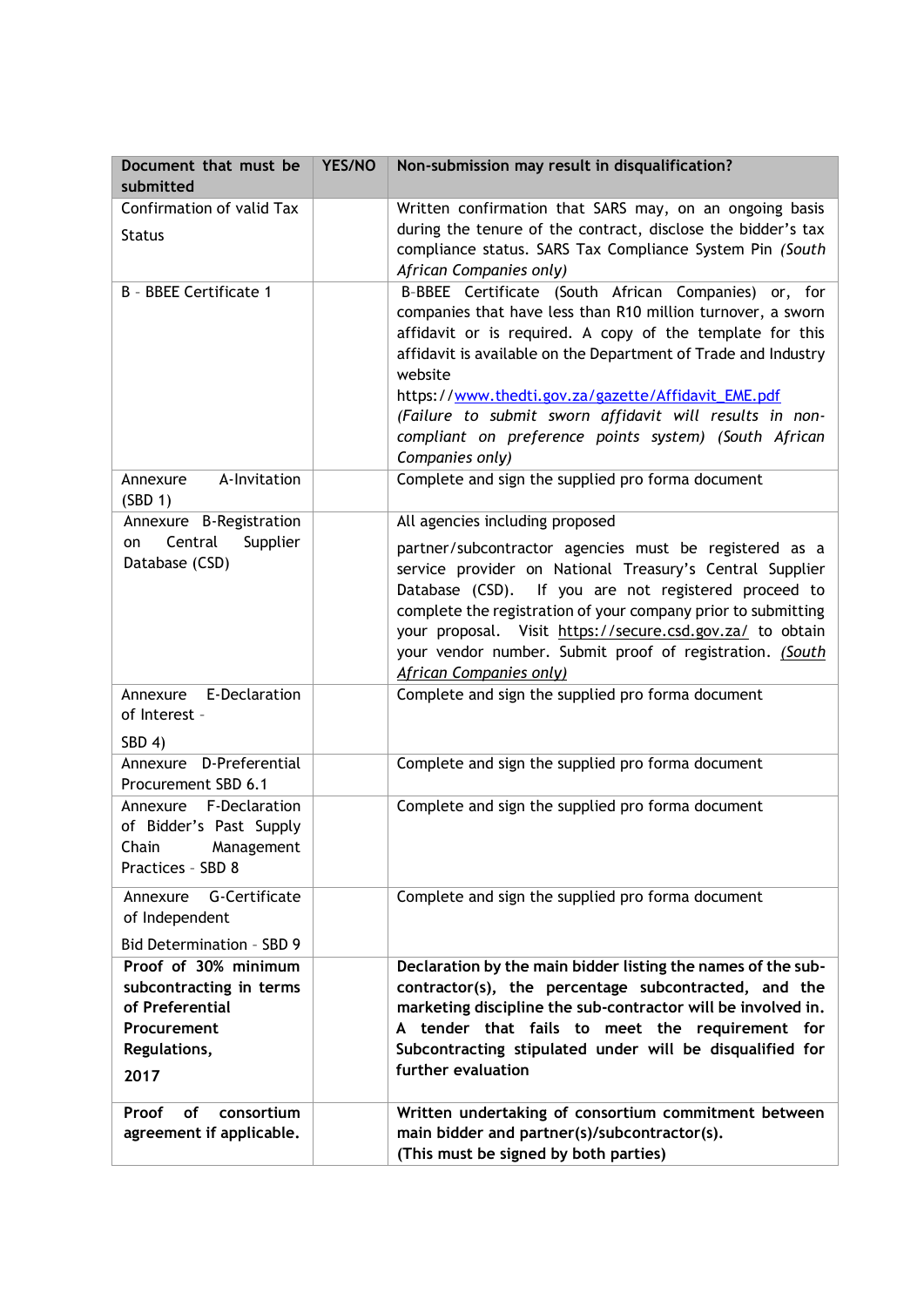| Document that must be submitted | YES/NO | Non-submission may result in disqualification? |
|---|---|---|
| Confirmation of valid Tax Status | | Written confirmation that SARS may, on an ongoing basis during the tenure of the contract, disclose the bidder's tax compliance status. SARS Tax Compliance System Pin *(South African Companies only)* |
| B - BBEE Certificate 1 | | B-BBEE Certificate (South African Companies) or, for companies that have less than R10 million turnover, a sworn affidavit or is required. A copy of the template for this affidavit is available on the Department of Trade and Industry website https://www.thedti.gov.za/gazette/Affidavit_EME.pdf *(Failure to submit sworn affidavit will results in non-compliant on preference points system) (South African Companies only)* |
| Annexure A-Invitation (SBD 1) | | Complete and sign the supplied pro forma document |
| Annexure B-Registration on Central Supplier Database (CSD) | | All agencies including proposed partner/subcontractor agencies must be registered as a service provider on National Treasury's Central Supplier Database (CSD). If you are not registered proceed to complete the registration of your company prior to submitting your proposal. Visit https://secure.csd.gov.za/ to obtain your vendor number. Submit proof of registration. *(South African Companies only)* |
| Annexure E-Declaration of Interest - SBD 4) | | Complete and sign the supplied pro forma document |
| Annexure D-Preferential Procurement SBD 6.1 | | Complete and sign the supplied pro forma document |
| Annexure F-Declaration of Bidder's Past Supply Chain Management Practices - SBD 8 | | Complete and sign the supplied pro forma document |
| Annexure G-Certificate of Independent Bid Determination - SBD 9 | | Complete and sign the supplied pro forma document |
| **Proof of 30% minimum subcontracting in terms of Preferential Procurement Regulations, 2017** | | **Declaration by the main bidder listing the names of the sub-contractor(s), the percentage subcontracted, and the marketing discipline the sub-contractor will be involved in. A tender that fails to meet the requirement for Subcontracting stipulated under will be disqualified for further evaluation** |
| **Proof of consortium agreement if applicable.** | | **Written undertaking of consortium commitment between main bidder and partner(s)/subcontractor(s). (This must be signed by both parties)** |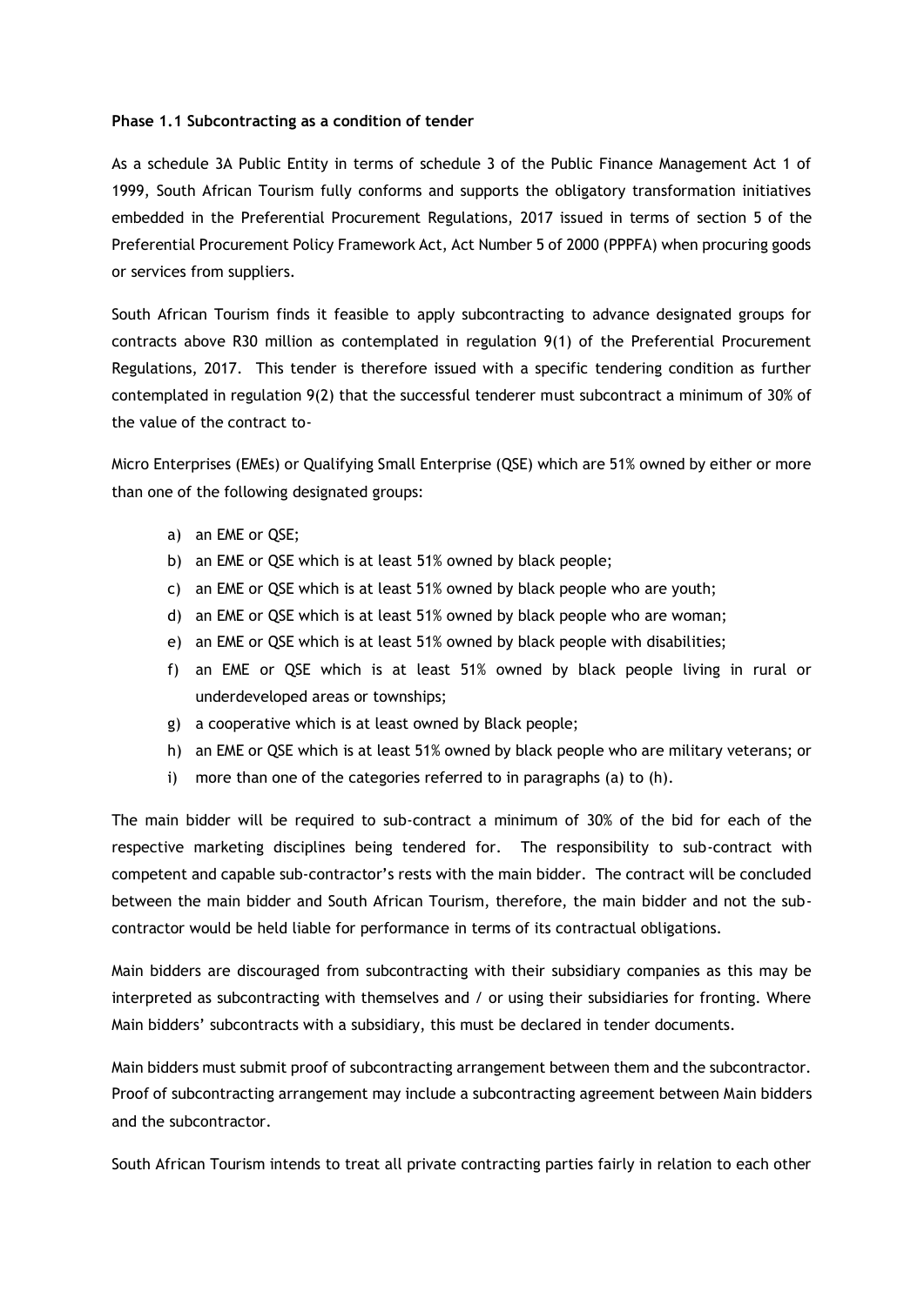**Phase 1.1 Subcontracting as a condition of tender**

As a schedule 3A Public Entity in terms of schedule 3 of the Public Finance Management Act 1 of 1999, South African Tourism fully conforms and supports the obligatory transformation initiatives embedded in the Preferential Procurement Regulations, 2017 issued in terms of section 5 of the Preferential Procurement Policy Framework Act, Act Number 5 of 2000 (PPPFA) when procuring goods or services from suppliers.

South African Tourism finds it feasible to apply subcontracting to advance designated groups for contracts above R30 million as contemplated in regulation 9(1) of the Preferential Procurement Regulations, 2017. This tender is therefore issued with a specific tendering condition as further contemplated in regulation 9(2) that the successful tenderer must subcontract a minimum of 30% of the value of the contract to-

Micro Enterprises (EMEs) or Qualifying Small Enterprise (QSE) which are 51% owned by either or more than one of the following designated groups:

a) an EME or QSE;
b) an EME or QSE which is at least 51% owned by black people;
c) an EME or QSE which is at least 51% owned by black people who are youth;
d) an EME or QSE which is at least 51% owned by black people who are woman;
e) an EME or QSE which is at least 51% owned by black people with disabilities;
f) an EME or QSE which is at least 51% owned by black people living in rural or underdeveloped areas or townships;
g) a cooperative which is at least owned by Black people;
h) an EME or QSE which is at least 51% owned by black people who are military veterans; or
i) more than one of the categories referred to in paragraphs (a) to (h).

The main bidder will be required to sub-contract a minimum of 30% of the bid for each of the respective marketing disciplines being tendered for. The responsibility to sub-contract with competent and capable sub-contractor's rests with the main bidder. The contract will be concluded between the main bidder and South African Tourism, therefore, the main bidder and not the sub-contractor would be held liable for performance in terms of its contractual obligations.

Main bidders are discouraged from subcontracting with their subsidiary companies as this may be interpreted as subcontracting with themselves and / or using their subsidiaries for fronting. Where Main bidders' subcontracts with a subsidiary, this must be declared in tender documents.

Main bidders must submit proof of subcontracting arrangement between them and the subcontractor. Proof of subcontracting arrangement may include a subcontracting agreement between Main bidders and the subcontractor.

South African Tourism intends to treat all private contracting parties fairly in relation to each other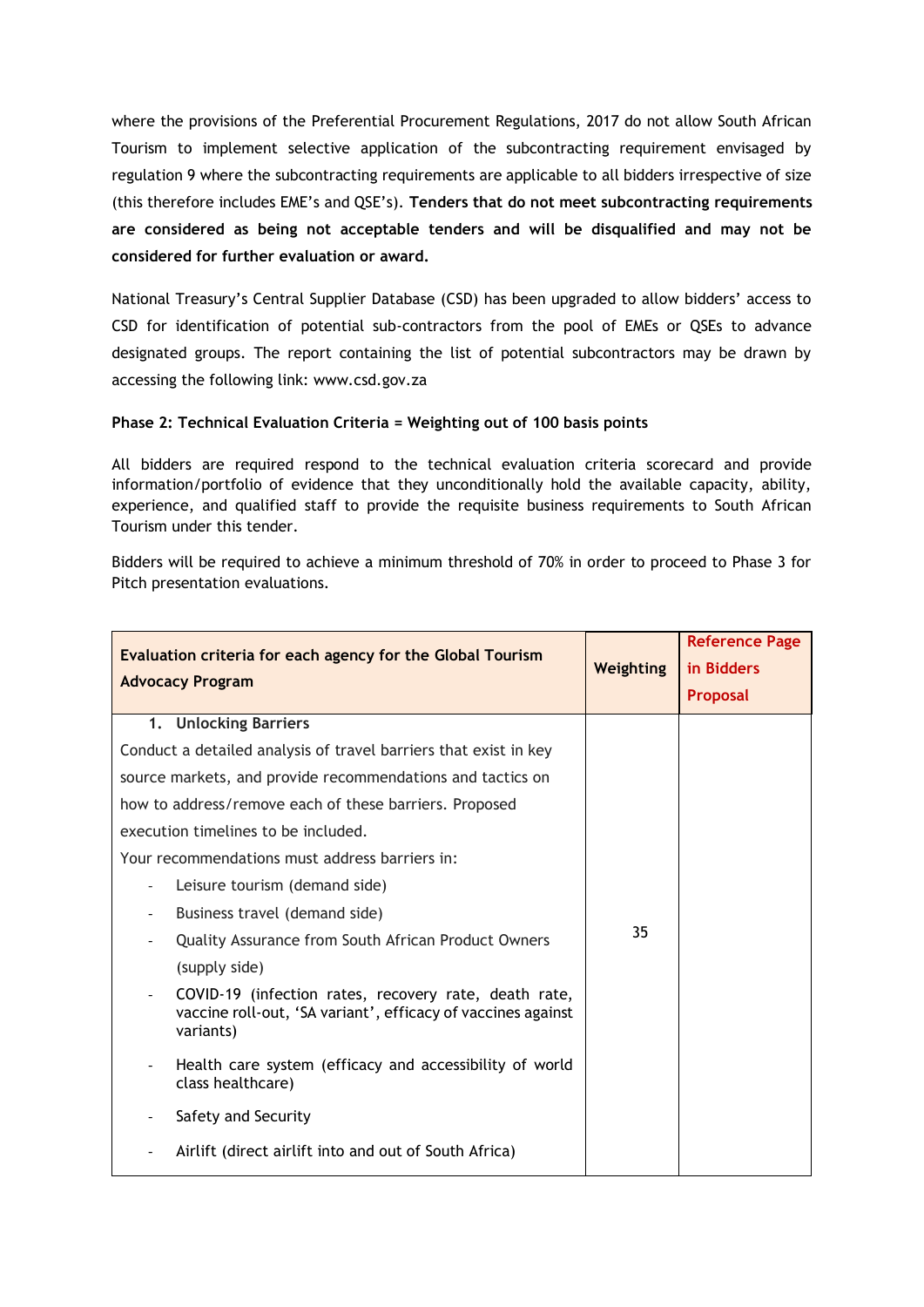where the provisions of the Preferential Procurement Regulations, 2017 do not allow South African Tourism to implement selective application of the subcontracting requirement envisaged by regulation 9 where the subcontracting requirements are applicable to all bidders irrespective of size (this therefore includes EME's and QSE's). **Tenders that do not meet subcontracting requirements are considered as being not acceptable tenders and will be disqualified and may not be considered for further evaluation or award.**

National Treasury's Central Supplier Database (CSD) has been upgraded to allow bidders' access to CSD for identification of potential sub-contractors from the pool of EMEs or QSEs to advance designated groups. The report containing the list of potential subcontractors may be drawn by accessing the following link: www.csd.gov.za

**Phase 2: Technical Evaluation Criteria = Weighting out of 100 basis points**

All bidders are required respond to the technical evaluation criteria scorecard and provide information/portfolio of evidence that they unconditionally hold the available capacity, ability, experience, and qualified staff to provide the requisite business requirements to South African Tourism under this tender.

Bidders will be required to achieve a minimum threshold of 70% in order to proceed to Phase 3 for Pitch presentation evaluations.

| **Evaluation criteria for each agency for the Global Tourism Advocacy Program** | **Weighting** | **Reference Page in Bidders Proposal** |
|---|---|---|
| **1. Unlocking Barriers**<br>Conduct a detailed analysis of travel barriers that exist in key source markets, and provide recommendations and tactics on how to address/remove each of these barriers. Proposed execution timelines to be included.<br>Your recommendations must address barriers in:<br>- Leisure tourism (demand side)<br>- Business travel (demand side)<br>- Quality Assurance from South African Product Owners (supply side)<br>- COVID-19 (infection rates, recovery rate, death rate, vaccine roll-out, 'SA variant', efficacy of vaccines against variants)<br>- Health care system (efficacy and accessibility of world class healthcare)<br>- Safety and Security<br>- Airlift (direct airlift into and out of South Africa) | 35 | |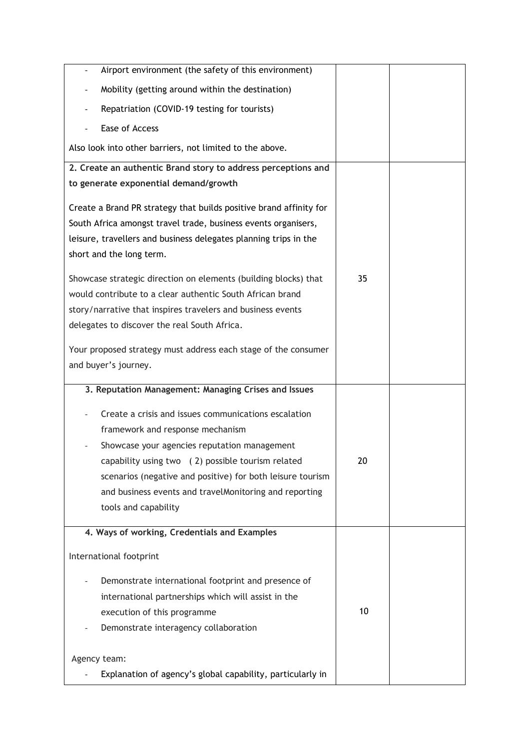| | | |
|---|---|---|
| - Airport environment (the safety of this environment)<br>- Mobility (getting around within the destination)<br>- Repatriation (COVID-19 testing for tourists)<br>- Ease of Access<br><br>Also look into other barriers, not limited to the above. | | |
| **2. Create an authentic Brand story to address perceptions and to generate exponential demand/growth**<br><br>Create a Brand PR strategy that builds positive brand affinity for South Africa amongst travel trade, business events organisers, leisure, travellers and business delegates planning trips in the short and the long term.<br><br>Showcase strategic direction on elements (building blocks) that would contribute to a clear authentic South African brand story/narrative that inspires travelers and business events delegates to discover the real South Africa.<br><br>Your proposed strategy must address each stage of the consumer and buyer's journey. | 35 | |
| **3. Reputation Management: Managing Crises and Issues**<br><br>- Create a crisis and issues communications escalation framework and response mechanism<br>- Showcase your agencies reputation management capability using two (2) possible tourism related scenarios (negative and positive) for both leisure tourism and business events and travelMonitoring and reporting tools and capability | 20 | |
| **4. Ways of working, Credentials and Examples**<br><br>International footprint<br><br>- Demonstrate international footprint and presence of international partnerships which will assist in the execution of this programme<br>- Demonstrate interagency collaboration<br><br>Agency team:<br>- Explanation of agency's global capability, particularly in | 10 | |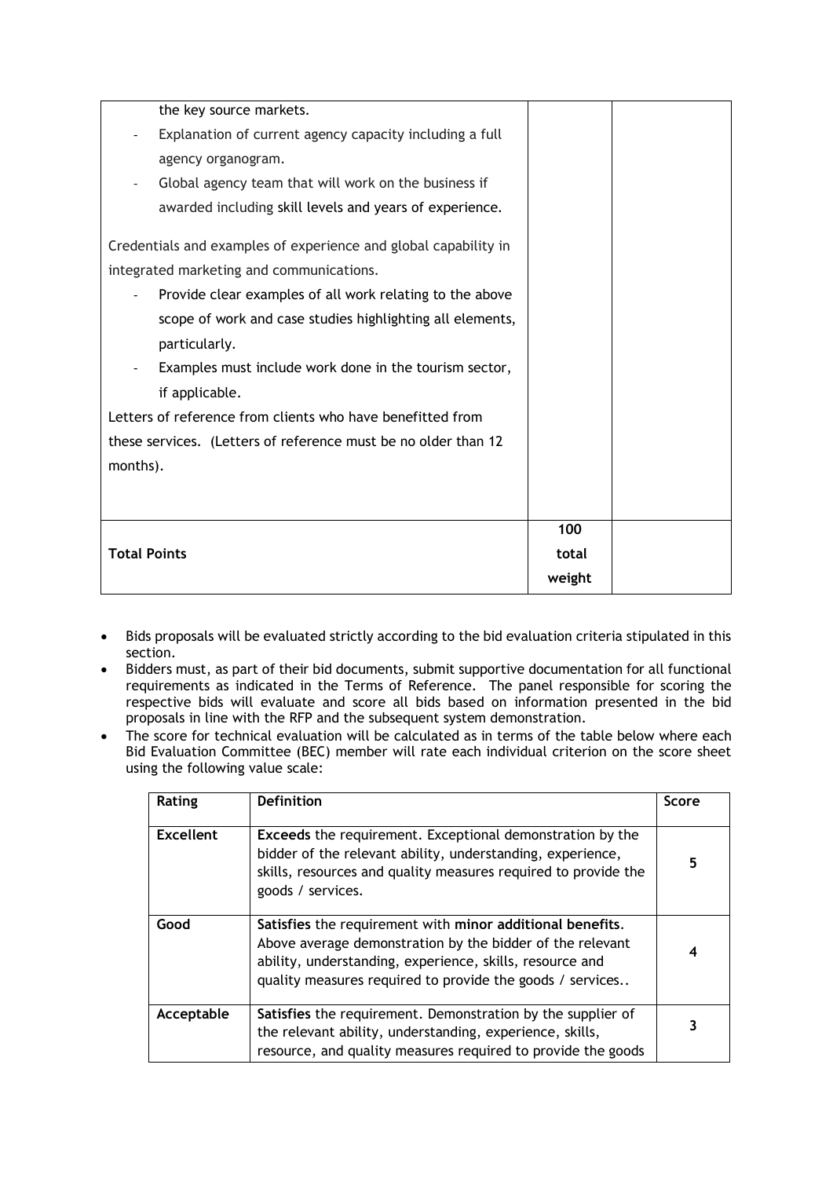| | | |
|---|---|---|
| the key source markets.<br>- Explanation of current agency capacity including a full agency organogram.<br>- Global agency team that will work on the business if awarded including skill levels and years of experience.<br><br>Credentials and examples of experience and global capability in integrated marketing and communications.<br>- Provide clear examples of all work relating to the above scope of work and case studies highlighting all elements, particularly.<br>- Examples must include work done in the tourism sector, if applicable.<br><br>Letters of reference from clients who have benefitted from these services. (Letters of reference must be no older than 12 months). | | |
| **Total Points** | **100 total weight** | |

- Bids proposals will be evaluated strictly according to the bid evaluation criteria stipulated in this section.
- Bidders must, as part of their bid documents, submit supportive documentation for all functional requirements as indicated in the Terms of Reference. The panel responsible for scoring the respective bids will evaluate and score all bids based on information presented in the bid proposals in line with the RFP and the subsequent system demonstration.
- The score for technical evaluation will be calculated as in terms of the table below where each Bid Evaluation Committee (BEC) member will rate each individual criterion on the score sheet using the following value scale:

| Rating | Definition | Score |
|---|---|---|
| **Excellent** | **Exceeds** the requirement. Exceptional demonstration by the bidder of the relevant ability, understanding, experience, skills, resources and quality measures required to provide the goods / services. | 5 |
| **Good** | **Satisfies** the requirement with **minor additional benefits**. Above average demonstration by the bidder of the relevant ability, understanding, experience, skills, resource and quality measures required to provide the goods / services.. | 4 |
| **Acceptable** | **Satisfies** the requirement. Demonstration by the supplier of the relevant ability, understanding, experience, skills, resource, and quality measures required to provide the goods | 3 |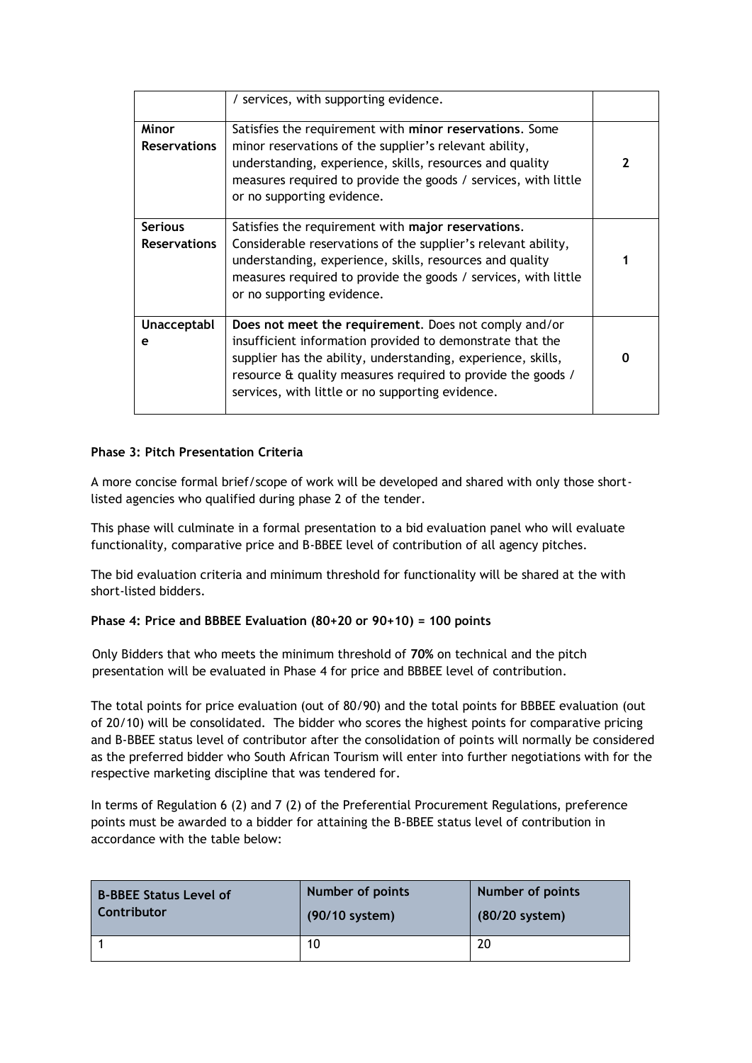|  | / services, with supporting evidence. |  |
|---|---|---|
| **Minor Reservations** | Satisfies the requirement with **minor reservations**. Some minor reservations of the supplier's relevant ability, understanding, experience, skills, resources and quality measures required to provide the goods / services, with little or no supporting evidence. | **2** |
| **Serious Reservations** | Satisfies the requirement with **major reservations**. Considerable reservations of the supplier's relevant ability, understanding, experience, skills, resources and quality measures required to provide the goods / services, with little or no supporting evidence. | **1** |
| **Unacceptable** | **Does not meet the requirement**. Does not comply and/or insufficient information provided to demonstrate that the supplier has the ability, understanding, experience, skills, resource & quality measures required to provide the goods / services, with little or no supporting evidence. | **0** |

**Phase 3: Pitch Presentation Criteria**

A more concise formal brief/scope of work will be developed and shared with only those short-listed agencies who qualified during phase 2 of the tender.

This phase will culminate in a formal presentation to a bid evaluation panel who will evaluate functionality, comparative price and B-BBEE level of contribution of all agency pitches.

The bid evaluation criteria and minimum threshold for functionality will be shared at the with short-listed bidders.

**Phase 4: Price and BBBEE Evaluation (80+20 or 90+10) = 100 points**

Only Bidders that who meets the minimum threshold of **70%** on technical and the pitch presentation will be evaluated in Phase 4 for price and BBBEE level of contribution.

The total points for price evaluation (out of 80/90) and the total points for BBBEE evaluation (out of 20/10) will be consolidated. The bidder who scores the highest points for comparative pricing and B-BBEE status level of contributor after the consolidation of points will normally be considered as the preferred bidder who South African Tourism will enter into further negotiations with for the respective marketing discipline that was tendered for.

In terms of Regulation 6 (2) and 7 (2) of the Preferential Procurement Regulations, preference points must be awarded to a bidder for attaining the B-BBEE status level of contribution in accordance with the table below:

| B-BBEE Status Level of Contributor | Number of points (90/10 system) | Number of points (80/20 system) |
|---|---|---|
| 1 | 10 | 20 |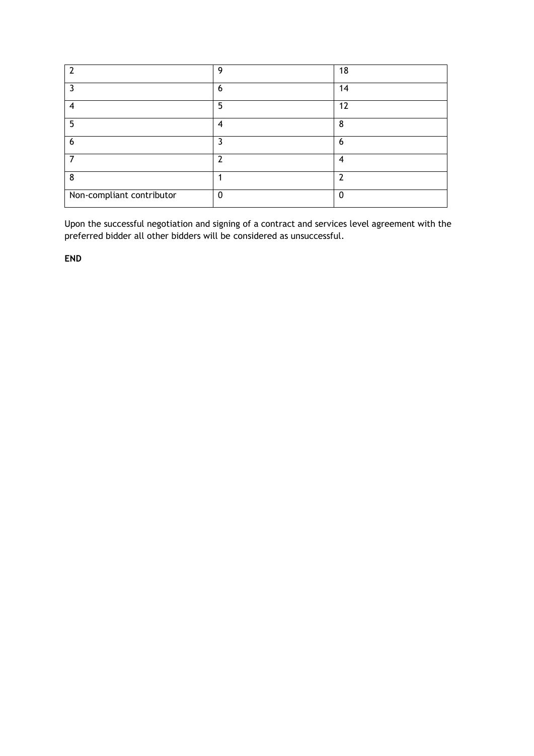| | | |
|---|---|---|
| 2 | 9 | 18 |
| 3 | 6 | 14 |
| 4 | 5 | 12 |
| 5 | 4 | 8 |
| 6 | 3 | 6 |
| 7 | 2 | 4 |
| 8 | 1 | 2 |
| Non-compliant contributor | 0 | 0 |

Upon the successful negotiation and signing of a contract and services level agreement with the preferred bidder all other bidders will be considered as unsuccessful.

**END**